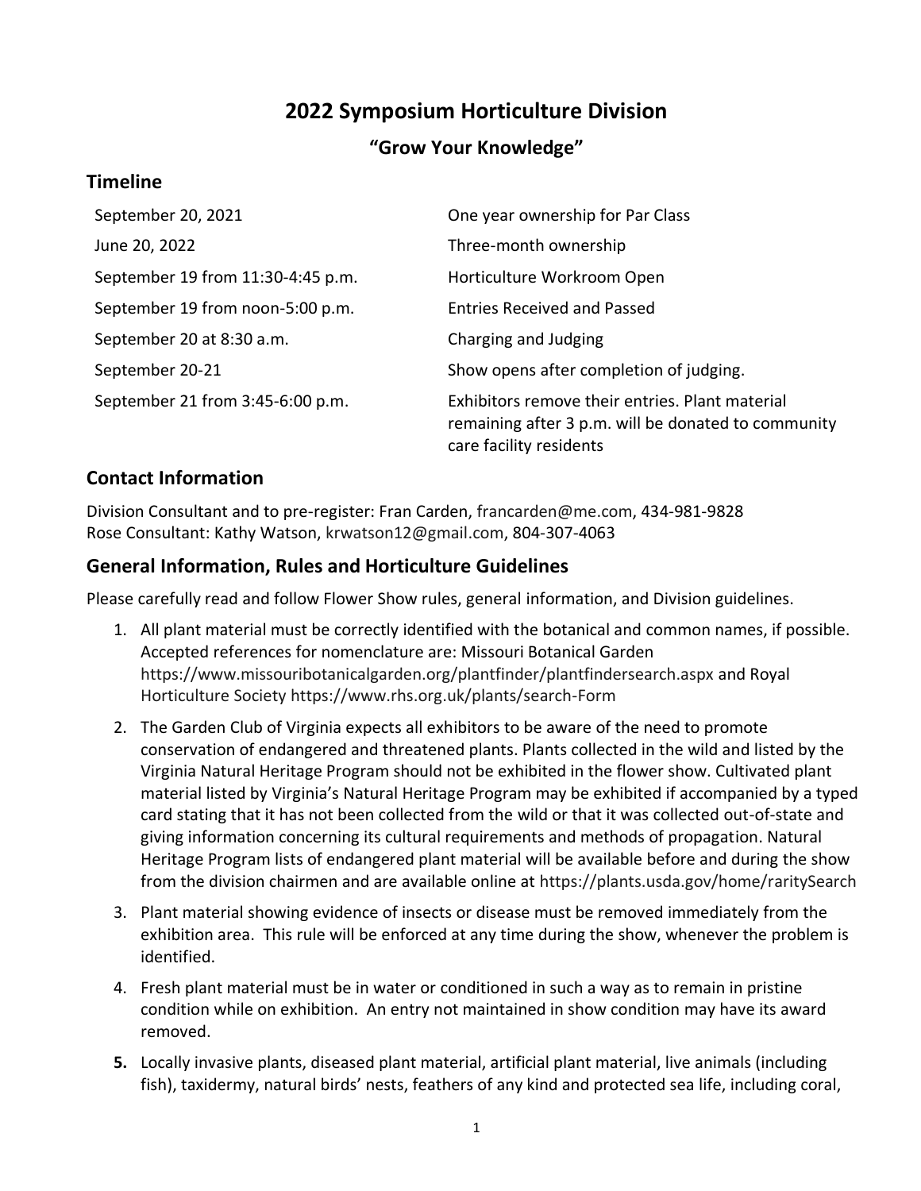# 2022 Symposium Horticulture Division

## "Grow Your Knowledge"

## Timeline

| | |
|---|---|
| September 20, 2021 | One year ownership for Par Class |
| June 20, 2022 | Three-month ownership |
| September 19 from 11:30-4:45 p.m. | Horticulture Workroom Open |
| September 19 from noon-5:00 p.m. | Entries Received and Passed |
| September 20 at 8:30 a.m. | Charging and Judging |
| September 20-21 | Show opens after completion of judging. |
| September 21 from 3:45-6:00 p.m. | Exhibitors remove their entries. Plant material remaining after 3 p.m. will be donated to community care facility residents |

## Contact Information

Division Consultant and to pre-register: Fran Carden, francarden@me.com, 434-981-9828
Rose Consultant: Kathy Watson, krwatson12@gmail.com, 804-307-4063

## General Information, Rules and Horticulture Guidelines

Please carefully read and follow Flower Show rules, general information, and Division guidelines.

1. All plant material must be correctly identified with the botanical and common names, if possible. Accepted references for nomenclature are: Missouri Botanical Garden https://www.missouribotanicalgarden.org/plantfinder/plantfindersearch.aspx and Royal Horticulture Society https://www.rhs.org.uk/plants/search-Form
2. The Garden Club of Virginia expects all exhibitors to be aware of the need to promote conservation of endangered and threatened plants. Plants collected in the wild and listed by the Virginia Natural Heritage Program should not be exhibited in the flower show. Cultivated plant material listed by Virginia's Natural Heritage Program may be exhibited if accompanied by a typed card stating that it has not been collected from the wild or that it was collected out-of-state and giving information concerning its cultural requirements and methods of propagation. Natural Heritage Program lists of endangered plant material will be available before and during the show from the division chairmen and are available online at https://plants.usda.gov/home/raritySearch
3. Plant material showing evidence of insects or disease must be removed immediately from the exhibition area. This rule will be enforced at any time during the show, whenever the problem is identified.
4. Fresh plant material must be in water or conditioned in such a way as to remain in pristine condition while on exhibition. An entry not maintained in show condition may have its award removed.
5. Locally invasive plants, diseased plant material, artificial plant material, live animals (including fish), taxidermy, natural birds' nests, feathers of any kind and protected sea life, including coral,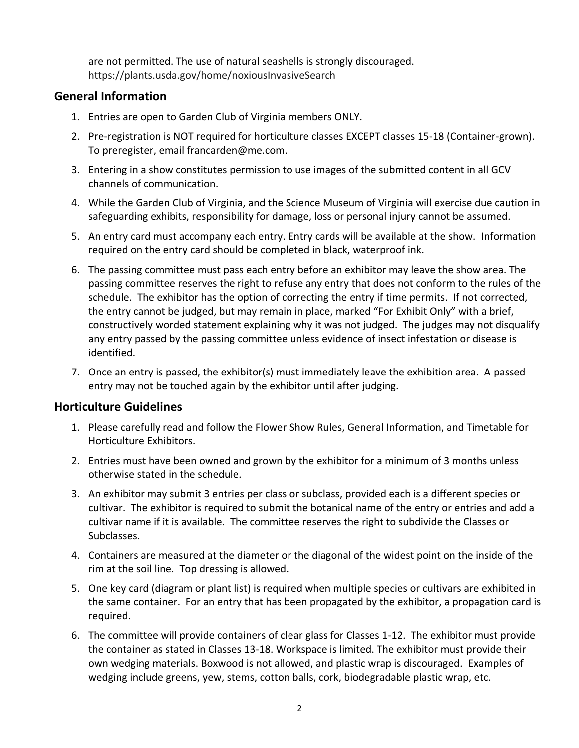are not permitted. The use of natural seashells is strongly discouraged. https://plants.usda.gov/home/noxiousInvasiveSearch

## General Information

1. Entries are open to Garden Club of Virginia members ONLY.
2. Pre-registration is NOT required for horticulture classes EXCEPT classes 15-18 (Container-grown). To preregister, email francarden@me.com.
3. Entering in a show constitutes permission to use images of the submitted content in all GCV channels of communication.
4. While the Garden Club of Virginia, and the Science Museum of Virginia will exercise due caution in safeguarding exhibits, responsibility for damage, loss or personal injury cannot be assumed.
5. An entry card must accompany each entry. Entry cards will be available at the show. Information required on the entry card should be completed in black, waterproof ink.
6. The passing committee must pass each entry before an exhibitor may leave the show area. The passing committee reserves the right to refuse any entry that does not conform to the rules of the schedule. The exhibitor has the option of correcting the entry if time permits. If not corrected, the entry cannot be judged, but may remain in place, marked "For Exhibit Only" with a brief, constructively worded statement explaining why it was not judged. The judges may not disqualify any entry passed by the passing committee unless evidence of insect infestation or disease is identified.
7. Once an entry is passed, the exhibitor(s) must immediately leave the exhibition area. A passed entry may not be touched again by the exhibitor until after judging.

## Horticulture Guidelines

1. Please carefully read and follow the Flower Show Rules, General Information, and Timetable for Horticulture Exhibitors.
2. Entries must have been owned and grown by the exhibitor for a minimum of 3 months unless otherwise stated in the schedule.
3. An exhibitor may submit 3 entries per class or subclass, provided each is a different species or cultivar. The exhibitor is required to submit the botanical name of the entry or entries and add a cultivar name if it is available. The committee reserves the right to subdivide the Classes or Subclasses.
4. Containers are measured at the diameter or the diagonal of the widest point on the inside of the rim at the soil line. Top dressing is allowed.
5. One key card (diagram or plant list) is required when multiple species or cultivars are exhibited in the same container. For an entry that has been propagated by the exhibitor, a propagation card is required.
6. The committee will provide containers of clear glass for Classes 1-12. The exhibitor must provide the container as stated in Classes 13-18. Workspace is limited. The exhibitor must provide their own wedging materials. Boxwood is not allowed, and plastic wrap is discouraged. Examples of wedging include greens, yew, stems, cotton balls, cork, biodegradable plastic wrap, etc.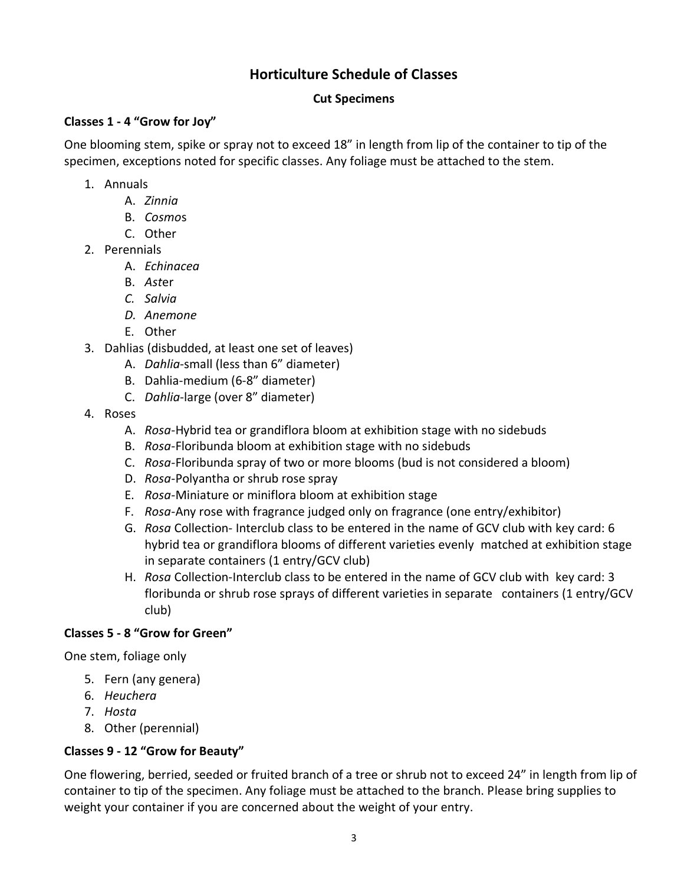# Horticulture Schedule of Classes

### Cut Specimens

**Classes 1 - 4 "Grow for Joy"**

One blooming stem, spike or spray not to exceed 18" in length from lip of the container to tip of the specimen, exceptions noted for specific classes. Any foliage must be attached to the stem.

1. Annuals
   A. *Zinnia*
   B. *Cosmo*s
   C. Other
2. Perennials
   A. *Echinacea*
   B. *Ast*er
   *C. Salvia*
   *D. Anemone*
   E. Other
3. Dahlias (disbudded, at least one set of leaves)
   A. *Dahlia*-small (less than 6" diameter)
   B. Dahlia-medium (6-8" diameter)
   C. *Dahlia*-large (over 8" diameter)
4. Roses
   A. *Rosa*-Hybrid tea or grandiflora bloom at exhibition stage with no sidebuds
   B. *Rosa*-Floribunda bloom at exhibition stage with no sidebuds
   C. *Rosa*-Floribunda spray of two or more blooms (bud is not considered a bloom)
   D. *Rosa*-Polyantha or shrub rose spray
   E. *Rosa*-Miniature or miniflora bloom at exhibition stage
   F. *Rosa*-Any rose with fragrance judged only on fragrance (one entry/exhibitor)
   G. *Rosa* Collection- Interclub class to be entered in the name of GCV club with key card: 6 hybrid tea or grandiflora blooms of different varieties evenly matched at exhibition stage in separate containers (1 entry/GCV club)
   H. *Rosa* Collection-Interclub class to be entered in the name of GCV club with key card: 3 floribunda or shrub rose sprays of different varieties in separate containers (1 entry/GCV club)

**Classes 5 - 8 "Grow for Green"**

One stem, foliage only

5. Fern (any genera)
6. *Heuchera*
7. *Hosta*
8. Other (perennial)

**Classes 9 - 12 "Grow for Beauty"**

One flowering, berried, seeded or fruited branch of a tree or shrub not to exceed 24" in length from lip of container to tip of the specimen. Any foliage must be attached to the branch. Please bring supplies to weight your container if you are concerned about the weight of your entry.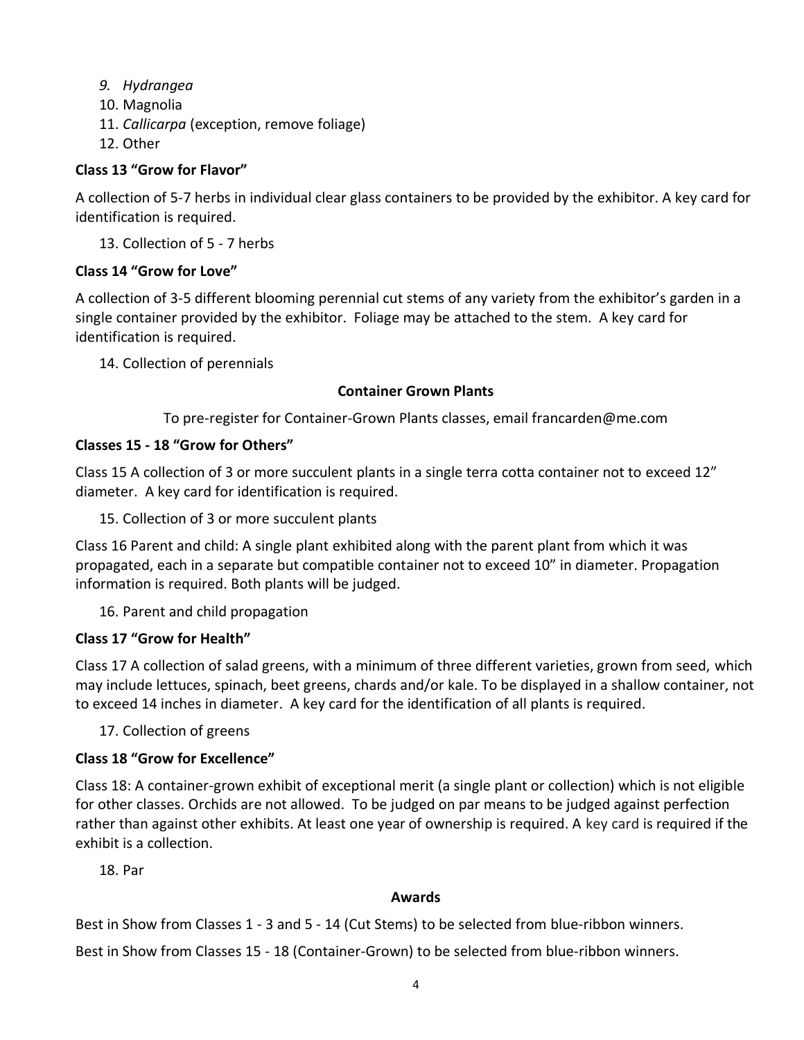9. *Hydrangea*
10. Magnolia
11. *Callicarpa* (exception, remove foliage)
12. Other

**Class 13 "Grow for Flavor"**

A collection of 5-7 herbs in individual clear glass containers to be provided by the exhibitor. A key card for identification is required.

13. Collection of 5 - 7 herbs

**Class 14 "Grow for Love"**

A collection of 3-5 different blooming perennial cut stems of any variety from the exhibitor's garden in a single container provided by the exhibitor. Foliage may be attached to the stem. A key card for identification is required.

14. Collection of perennials

## Container Grown Plants

To pre-register for Container-Grown Plants classes, email francarden@me.com

**Classes 15 - 18 "Grow for Others"**

Class 15 A collection of 3 or more succulent plants in a single terra cotta container not to exceed 12" diameter. A key card for identification is required.

15. Collection of 3 or more succulent plants

Class 16 Parent and child: A single plant exhibited along with the parent plant from which it was propagated, each in a separate but compatible container not to exceed 10" in diameter. Propagation information is required. Both plants will be judged.

16. Parent and child propagation

**Class 17 "Grow for Health"**

Class 17 A collection of salad greens, with a minimum of three different varieties, grown from seed, which may include lettuces, spinach, beet greens, chards and/or kale. To be displayed in a shallow container, not to exceed 14 inches in diameter. A key card for the identification of all plants is required.

17. Collection of greens

**Class 18 "Grow for Excellence"**

Class 18: A container-grown exhibit of exceptional merit (a single plant or collection) which is not eligible for other classes. Orchids are not allowed. To be judged on par means to be judged against perfection rather than against other exhibits. At least one year of ownership is required. A key card is required if the exhibit is a collection.

18. Par

## Awards

Best in Show from Classes 1 - 3 and 5 - 14 (Cut Stems) to be selected from blue-ribbon winners.

Best in Show from Classes 15 - 18 (Container-Grown) to be selected from blue-ribbon winners.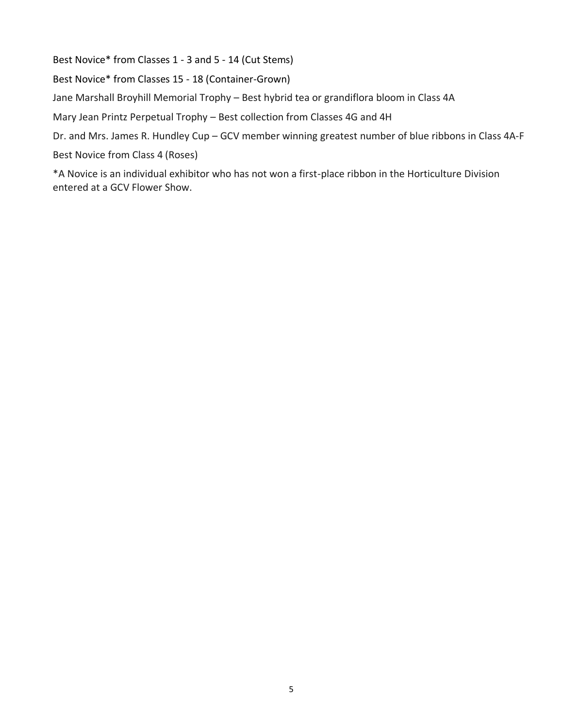Best Novice* from Classes 1 - 3 and 5 - 14 (Cut Stems)

Best Novice* from Classes 15 - 18 (Container-Grown)

Jane Marshall Broyhill Memorial Trophy – Best hybrid tea or grandiflora bloom in Class 4A

Mary Jean Printz Perpetual Trophy – Best collection from Classes 4G and 4H

Dr. and Mrs. James R. Hundley Cup – GCV member winning greatest number of blue ribbons in Class 4A-F

Best Novice from Class 4 (Roses)

*A Novice is an individual exhibitor who has not won a first-place ribbon in the Horticulture Division entered at a GCV Flower Show.